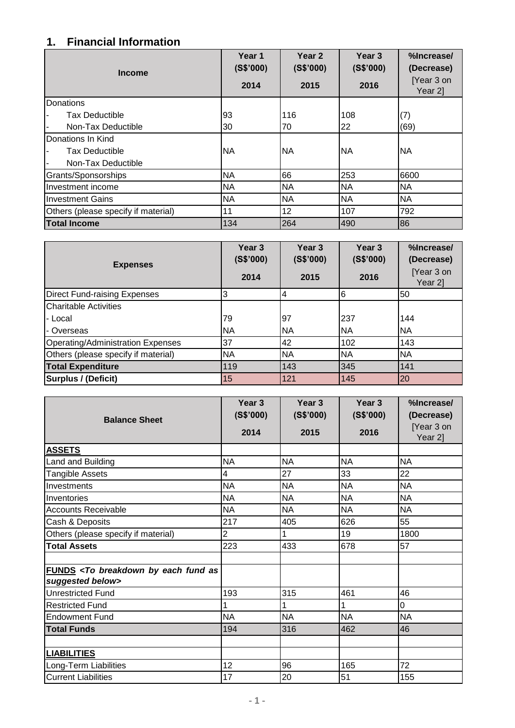## 1. Financial Information

| Income | Year 1 (S$'000) 2014 | Year 2 (S$'000) 2015 | Year 3 (S$'000) 2016 | %Increase/ (Decrease) [Year 3 on Year 2] |
|---|---|---|---|---|
| Donations | | | | |
| - Tax Deductible | 93 | 116 | 108 | (7) |
| - Non-Tax Deductible | 30 | 70 | 22 | (69) |
| Donations In Kind | | | | |
| - Tax Deductible<br>- Non-Tax Deductible | NA | NA | NA | NA |
| Grants/Sponsorships | NA | 66 | 253 | 6600 |
| Investment income | NA | NA | NA | NA |
| Investment Gains | NA | NA | NA | NA |
| Others (please specify if material) | 11 | 12 | 107 | 792 |
| **Total Income** | 134 | 264 | 490 | 86 |

| Expenses | Year 3 (S$'000) 2014 | Year 3 (S$'000) 2015 | Year 3 (S$'000) 2016 | %Increase/ (Decrease) [Year 3 on Year 2] |
|---|---|---|---|---|
| Direct Fund-raising Expenses | 3 | 4 | 6 | 50 |
| Charitable Activities | | | | |
| - Local | 79 | 97 | 237 | 144 |
| - Overseas | NA | NA | NA | NA |
| Operating/Administration Expenses | 37 | 42 | 102 | 143 |
| Others (please specify if material) | NA | NA | NA | NA |
| **Total Expenditure** | 119 | 143 | 345 | 141 |
| **Surplus / (Deficit)** | 15 | 121 | 145 | 20 |

| Balance Sheet | Year 3 (S$'000) 2014 | Year 3 (S$'000) 2015 | Year 3 (S$'000) 2016 | %Increase/ (Decrease) [Year 3 on Year 2] |
|---|---|---|---|---|
| **ASSETS** | | | | |
| Land and Building | NA | NA | NA | NA |
| Tangible Assets | 4 | 27 | 33 | 22 |
| Investments | NA | NA | NA | NA |
| Inventories | NA | NA | NA | NA |
| Accounts Receivable | NA | NA | NA | NA |
| Cash & Deposits | 217 | 405 | 626 | 55 |
| Others (please specify if material) | 2 | 1 | 19 | 1800 |
| **Total Assets** | 223 | 433 | 678 | 57 |
| | | | | |
| **FUNDS** ***<To breakdown by each fund as suggested below>*** | | | | |
| Unrestricted Fund | 193 | 315 | 461 | 46 |
| Restricted Fund | 1 | 1 | 1 | 0 |
| Endowment Fund | NA | NA | NA | NA |
| **Total Funds** | 194 | 316 | 462 | 46 |
| | | | | |
| **LIABILITIES** | | | | |
| Long-Term Liabilities | 12 | 96 | 165 | 72 |
| Current Liabilities | 17 | 20 | 51 | 155 |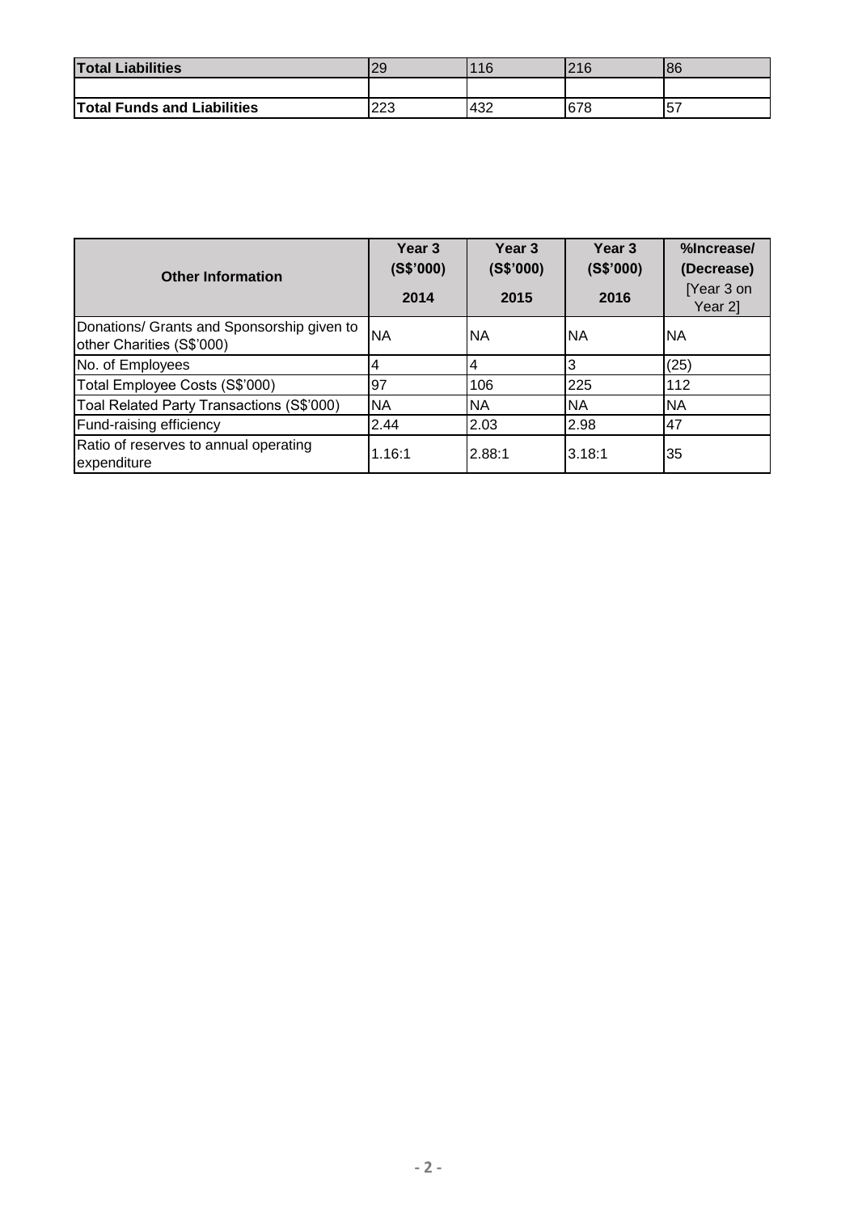| **Total Liabilities** | 29 | 116 | 216 | 86 |
|---|---|---|---|---|
| | | | | |
| **Total Funds and Liabilities** | 223 | 432 | 678 | 57 |

| **Other Information** | **Year 3 (S$'000) 2014** | **Year 3 (S$'000) 2015** | **Year 3 (S$'000) 2016** | **%Increase/ (Decrease)** [Year 3 on Year 2] |
|---|---|---|---|---|
| Donations/ Grants and Sponsorship given to other Charities (S$'000) | NA | NA | NA | NA |
| No. of Employees | 4 | 4 | 3 | (25) |
| Total Employee Costs (S$'000) | 97 | 106 | 225 | 112 |
| Toal Related Party Transactions (S$'000) | NA | NA | NA | NA |
| Fund-raising efficiency | 2.44 | 2.03 | 2.98 | 47 |
| Ratio of reserves to annual operating expenditure | 1.16:1 | 2.88:1 | 3.18:1 | 35 |